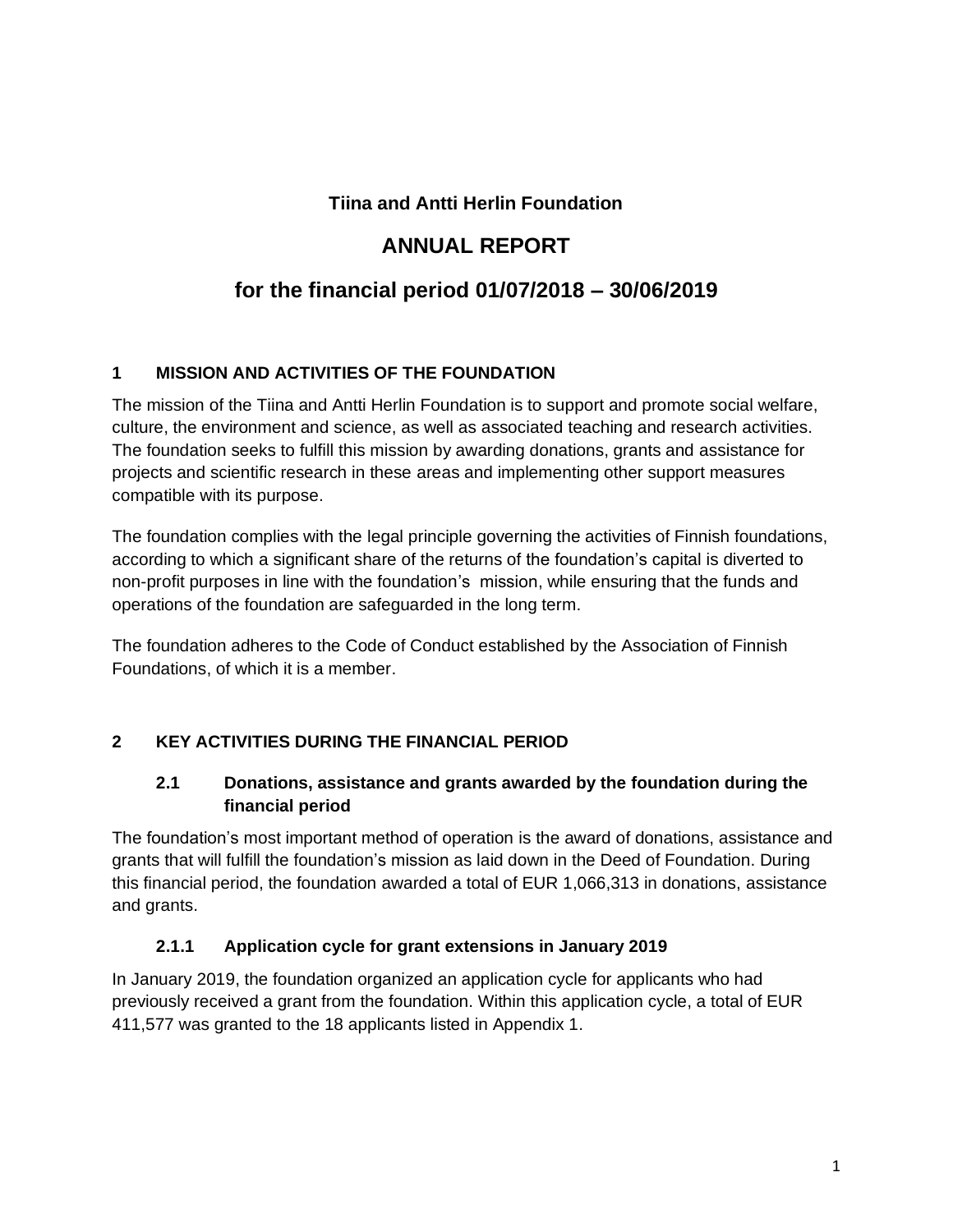**Tiina and Antti Herlin Foundation**

# ANNUAL REPORT

# for the financial period 01/07/2018 – 30/06/2019

## 1 MISSION AND ACTIVITIES OF THE FOUNDATION

The mission of the Tiina and Antti Herlin Foundation is to support and promote social welfare, culture, the environment and science, as well as associated teaching and research activities. The foundation seeks to fulfill this mission by awarding donations, grants and assistance for projects and scientific research in these areas and implementing other support measures compatible with its purpose.

The foundation complies with the legal principle governing the activities of Finnish foundations, according to which a significant share of the returns of the foundation's capital is diverted to non-profit purposes in line with the foundation's mission, while ensuring that the funds and operations of the foundation are safeguarded in the long term.

The foundation adheres to the Code of Conduct established by the Association of Finnish Foundations, of which it is a member.

## 2 KEY ACTIVITIES DURING THE FINANCIAL PERIOD

### 2.1 Donations, assistance and grants awarded by the foundation during the financial period

The foundation's most important method of operation is the award of donations, assistance and grants that will fulfill the foundation's mission as laid down in the Deed of Foundation. During this financial period, the foundation awarded a total of EUR 1,066,313 in donations, assistance and grants.

#### 2.1.1 Application cycle for grant extensions in January 2019

In January 2019, the foundation organized an application cycle for applicants who had previously received a grant from the foundation. Within this application cycle, a total of EUR 411,577 was granted to the 18 applicants listed in Appendix 1.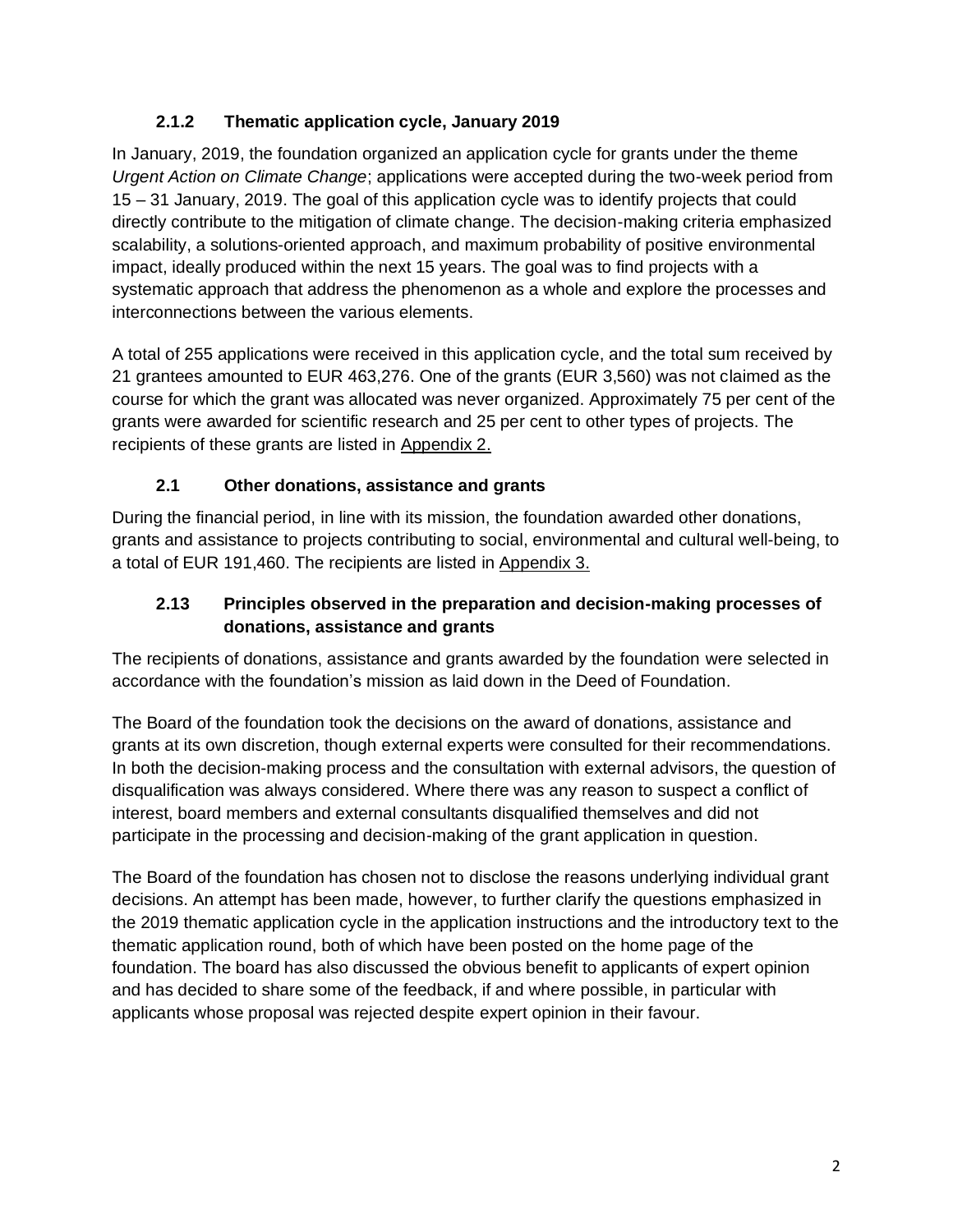### 2.1.2 Thematic application cycle, January 2019

In January, 2019, the foundation organized an application cycle for grants under the theme *Urgent Action on Climate Change*; applications were accepted during the two-week period from 15 – 31 January, 2019. The goal of this application cycle was to identify projects that could directly contribute to the mitigation of climate change. The decision-making criteria emphasized scalability, a solutions-oriented approach, and maximum probability of positive environmental impact, ideally produced within the next 15 years. The goal was to find projects with a systematic approach that address the phenomenon as a whole and explore the processes and interconnections between the various elements.

A total of 255 applications were received in this application cycle, and the total sum received by 21 grantees amounted to EUR 463,276. One of the grants (EUR 3,560) was not claimed as the course for which the grant was allocated was never organized. Approximately 75 per cent of the grants were awarded for scientific research and 25 per cent to other types of projects. The recipients of these grants are listed in Appendix 2.

### 2.1 Other donations, assistance and grants

During the financial period, in line with its mission, the foundation awarded other donations, grants and assistance to projects contributing to social, environmental and cultural well-being, to a total of EUR 191,460. The recipients are listed in Appendix 3.

### 2.13 Principles observed in the preparation and decision-making processes of donations, assistance and grants

The recipients of donations, assistance and grants awarded by the foundation were selected in accordance with the foundation's mission as laid down in the Deed of Foundation.

The Board of the foundation took the decisions on the award of donations, assistance and grants at its own discretion, though external experts were consulted for their recommendations. In both the decision-making process and the consultation with external advisors, the question of disqualification was always considered. Where there was any reason to suspect a conflict of interest, board members and external consultants disqualified themselves and did not participate in the processing and decision-making of the grant application in question.

The Board of the foundation has chosen not to disclose the reasons underlying individual grant decisions. An attempt has been made, however, to further clarify the questions emphasized in the 2019 thematic application cycle in the application instructions and the introductory text to the thematic application round, both of which have been posted on the home page of the foundation. The board has also discussed the obvious benefit to applicants of expert opinion and has decided to share some of the feedback, if and where possible, in particular with applicants whose proposal was rejected despite expert opinion in their favour.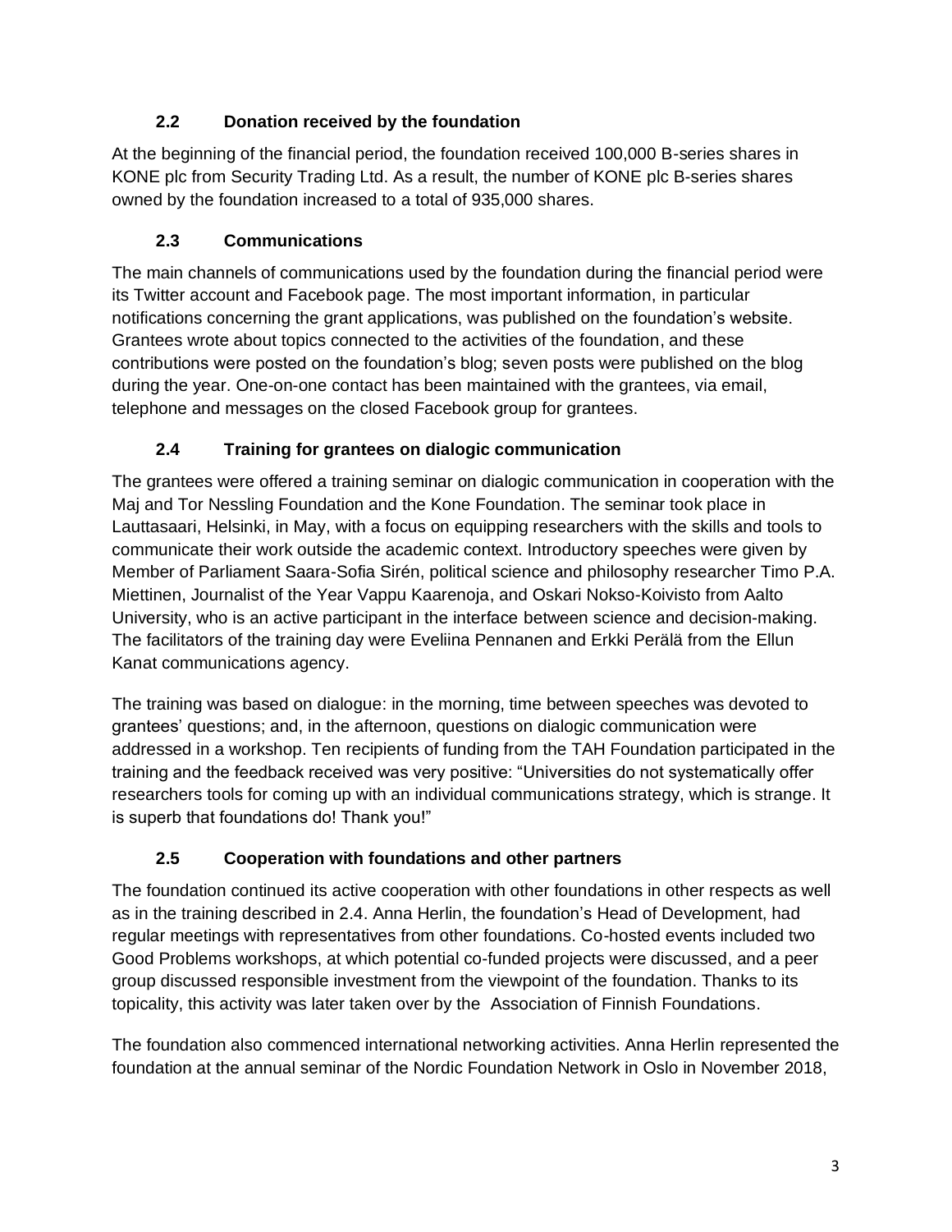### 2.2 Donation received by the foundation

At the beginning of the financial period, the foundation received 100,000 B-series shares in KONE plc from Security Trading Ltd. As a result, the number of KONE plc B-series shares owned by the foundation increased to a total of 935,000 shares.

### 2.3 Communications

The main channels of communications used by the foundation during the financial period were its Twitter account and Facebook page. The most important information, in particular notifications concerning the grant applications, was published on the foundation's website. Grantees wrote about topics connected to the activities of the foundation, and these contributions were posted on the foundation's blog; seven posts were published on the blog during the year. One-on-one contact has been maintained with the grantees, via email, telephone and messages on the closed Facebook group for grantees.

### 2.4 Training for grantees on dialogic communication

The grantees were offered a training seminar on dialogic communication in cooperation with the Maj and Tor Nessling Foundation and the Kone Foundation. The seminar took place in Lauttasaari, Helsinki, in May, with a focus on equipping researchers with the skills and tools to communicate their work outside the academic context. Introductory speeches were given by Member of Parliament Saara-Sofia Sirén, political science and philosophy researcher Timo P.A. Miettinen, Journalist of the Year Vappu Kaarenoja, and Oskari Nokso-Koivisto from Aalto University, who is an active participant in the interface between science and decision-making. The facilitators of the training day were Eveliina Pennanen and Erkki Perälä from the Ellun Kanat communications agency.

The training was based on dialogue: in the morning, time between speeches was devoted to grantees' questions; and, in the afternoon, questions on dialogic communication were addressed in a workshop. Ten recipients of funding from the TAH Foundation participated in the training and the feedback received was very positive: "Universities do not systematically offer researchers tools for coming up with an individual communications strategy, which is strange. It is superb that foundations do! Thank you!"

### 2.5 Cooperation with foundations and other partners

The foundation continued its active cooperation with other foundations in other respects as well as in the training described in 2.4. Anna Herlin, the foundation's Head of Development, had regular meetings with representatives from other foundations. Co-hosted events included two Good Problems workshops, at which potential co-funded projects were discussed, and a peer group discussed responsible investment from the viewpoint of the foundation. Thanks to its topicality, this activity was later taken over by the Association of Finnish Foundations.

The foundation also commenced international networking activities. Anna Herlin represented the foundation at the annual seminar of the Nordic Foundation Network in Oslo in November 2018,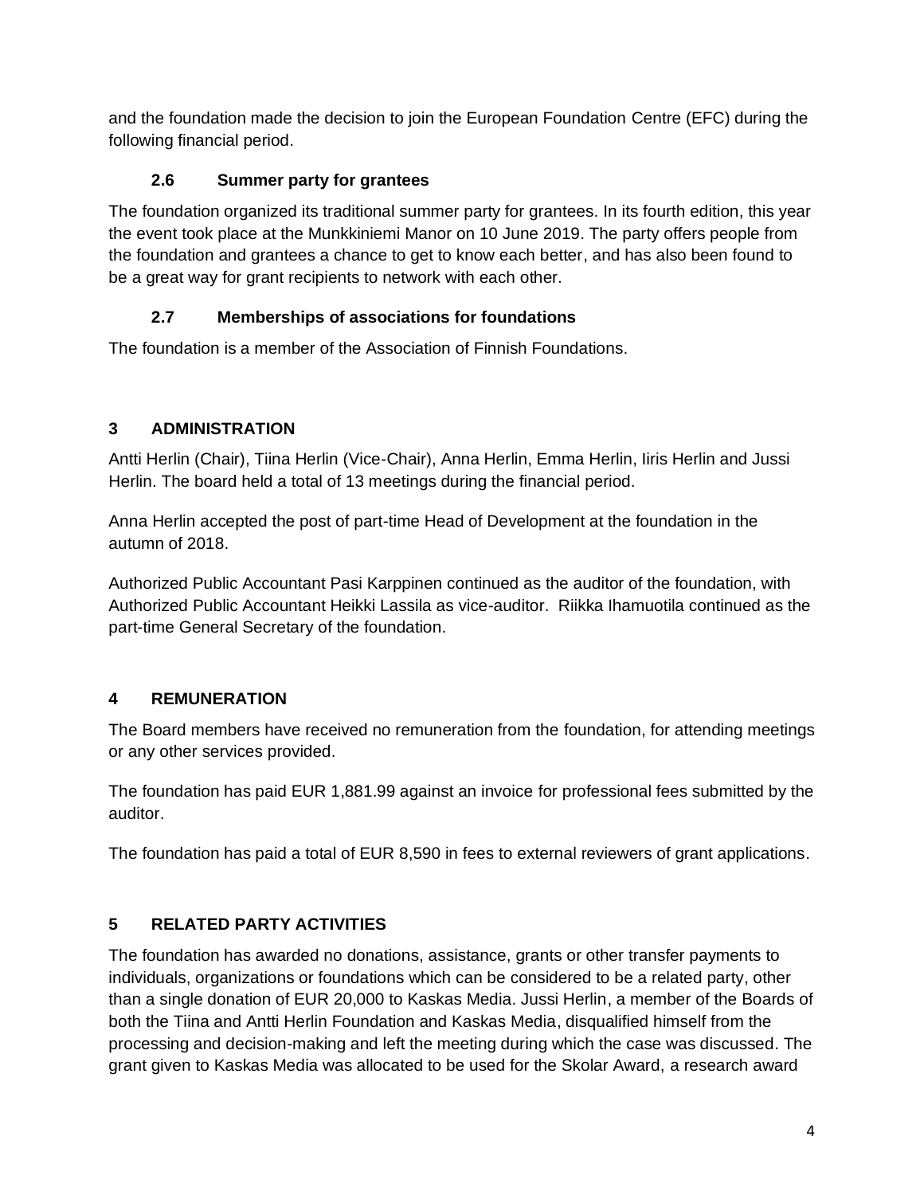and the foundation made the decision to join the European Foundation Centre (EFC) during the following financial period.

### 2.6 Summer party for grantees

The foundation organized its traditional summer party for grantees. In its fourth edition, this year the event took place at the Munkkiniemi Manor on 10 June 2019. The party offers people from the foundation and grantees a chance to get to know each better, and has also been found to be a great way for grant recipients to network with each other.

### 2.7 Memberships of associations for foundations

The foundation is a member of the Association of Finnish Foundations.

## 3 ADMINISTRATION

Antti Herlin (Chair), Tiina Herlin (Vice-Chair), Anna Herlin, Emma Herlin, Iiris Herlin and Jussi Herlin. The board held a total of 13 meetings during the financial period.

Anna Herlin accepted the post of part-time Head of Development at the foundation in the autumn of 2018.

Authorized Public Accountant Pasi Karppinen continued as the auditor of the foundation, with Authorized Public Accountant Heikki Lassila as vice-auditor. Riikka Ihamuotila continued as the part-time General Secretary of the foundation.

## 4 REMUNERATION

The Board members have received no remuneration from the foundation, for attending meetings or any other services provided.

The foundation has paid EUR 1,881.99 against an invoice for professional fees submitted by the auditor.

The foundation has paid a total of EUR 8,590 in fees to external reviewers of grant applications.

## 5 RELATED PARTY ACTIVITIES

The foundation has awarded no donations, assistance, grants or other transfer payments to individuals, organizations or foundations which can be considered to be a related party, other than a single donation of EUR 20,000 to Kaskas Media. Jussi Herlin, a member of the Boards of both the Tiina and Antti Herlin Foundation and Kaskas Media, disqualified himself from the processing and decision-making and left the meeting during which the case was discussed. The grant given to Kaskas Media was allocated to be used for the Skolar Award, a research award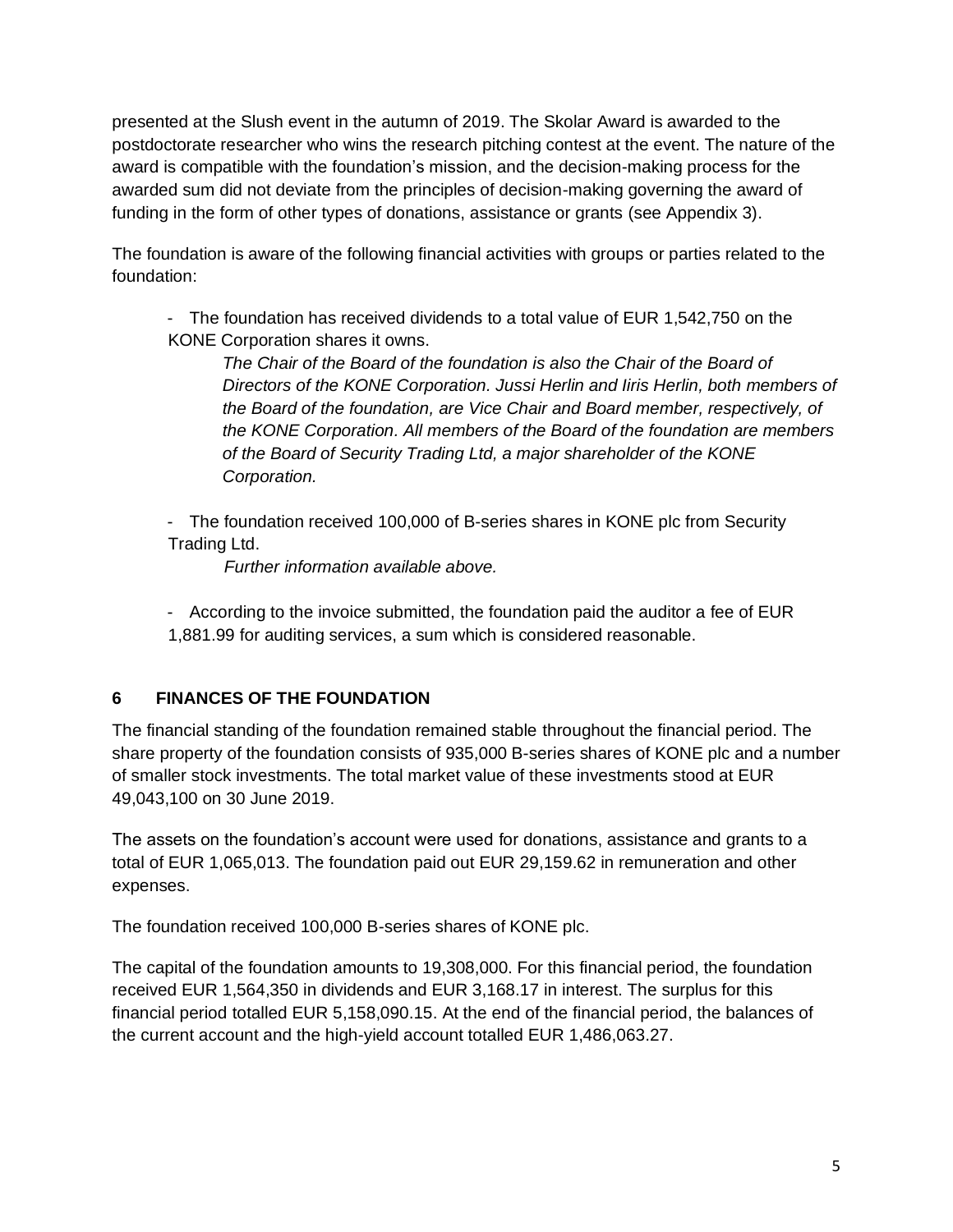presented at the Slush event in the autumn of 2019. The Skolar Award is awarded to the postdoctorate researcher who wins the research pitching contest at the event. The nature of the award is compatible with the foundation's mission, and the decision-making process for the awarded sum did not deviate from the principles of decision-making governing the award of funding in the form of other types of donations, assistance or grants (see Appendix 3).

The foundation is aware of the following financial activities with groups or parties related to the foundation:

- The foundation has received dividends to a total value of EUR 1,542,750 on the KONE Corporation shares it owns.

  *The Chair of the Board of the foundation is also the Chair of the Board of Directors of the KONE Corporation. Jussi Herlin and Iiris Herlin, both members of the Board of the foundation, are Vice Chair and Board member, respectively, of the KONE Corporation. All members of the Board of the foundation are members of the Board of Security Trading Ltd, a major shareholder of the KONE Corporation.*

- The foundation received 100,000 of B-series shares in KONE plc from Security Trading Ltd.

  *Further information available above.*

- According to the invoice submitted, the foundation paid the auditor a fee of EUR 1,881.99 for auditing services, a sum which is considered reasonable.

## 6 FINANCES OF THE FOUNDATION

The financial standing of the foundation remained stable throughout the financial period. The share property of the foundation consists of 935,000 B-series shares of KONE plc and a number of smaller stock investments. The total market value of these investments stood at EUR 49,043,100 on 30 June 2019.

The assets on the foundation's account were used for donations, assistance and grants to a total of EUR 1,065,013. The foundation paid out EUR 29,159.62 in remuneration and other expenses.

The foundation received 100,000 B-series shares of KONE plc.

The capital of the foundation amounts to 19,308,000. For this financial period, the foundation received EUR 1,564,350 in dividends and EUR 3,168.17 in interest. The surplus for this financial period totalled EUR 5,158,090.15. At the end of the financial period, the balances of the current account and the high-yield account totalled EUR 1,486,063.27.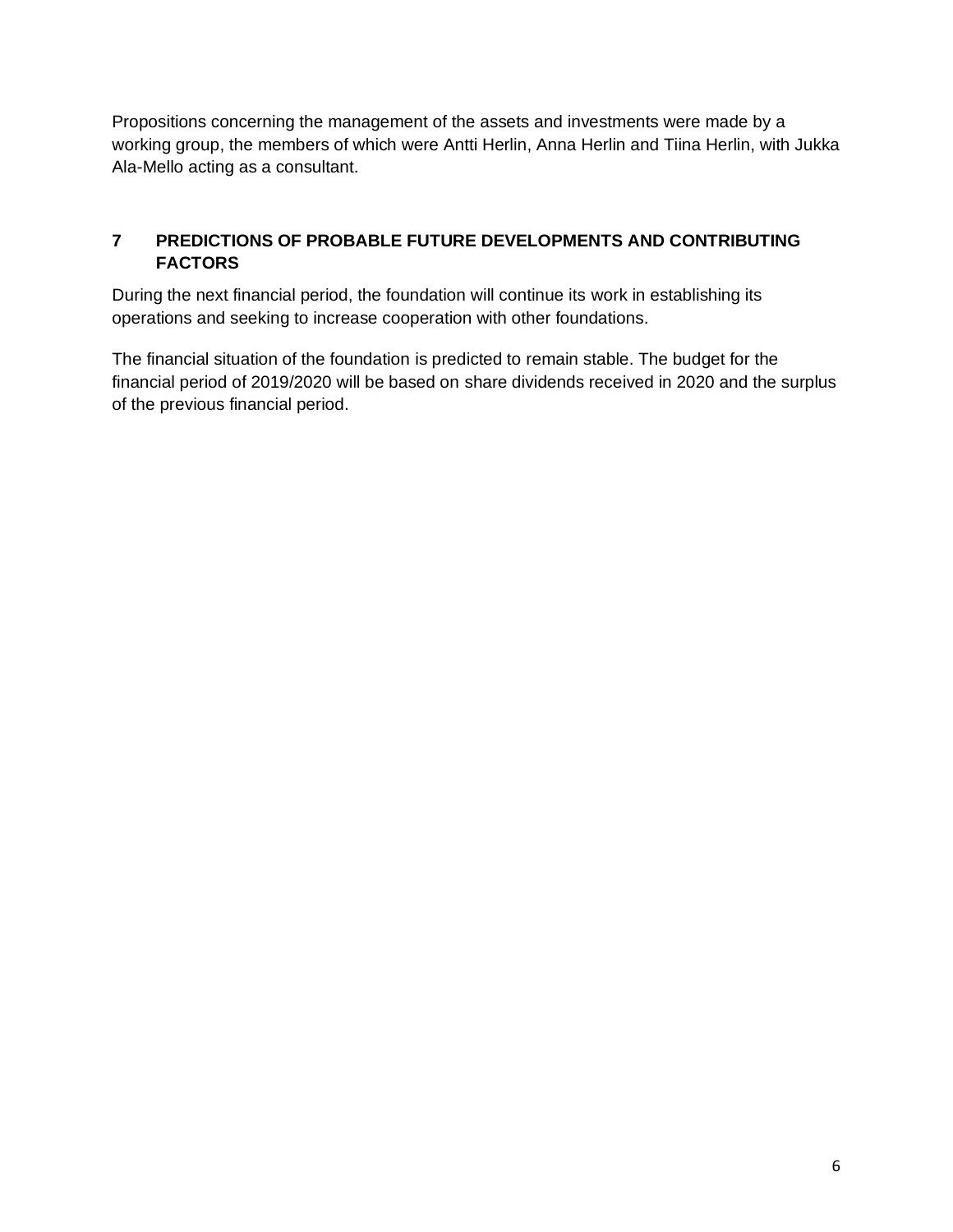Propositions concerning the management of the assets and investments were made by a working group, the members of which were Antti Herlin, Anna Herlin and Tiina Herlin, with Jukka Ala-Mello acting as a consultant.

## 7 PREDICTIONS OF PROBABLE FUTURE DEVELOPMENTS AND CONTRIBUTING FACTORS

During the next financial period, the foundation will continue its work in establishing its operations and seeking to increase cooperation with other foundations.

The financial situation of the foundation is predicted to remain stable. The budget for the financial period of 2019/2020 will be based on share dividends received in 2020 and the surplus of the previous financial period.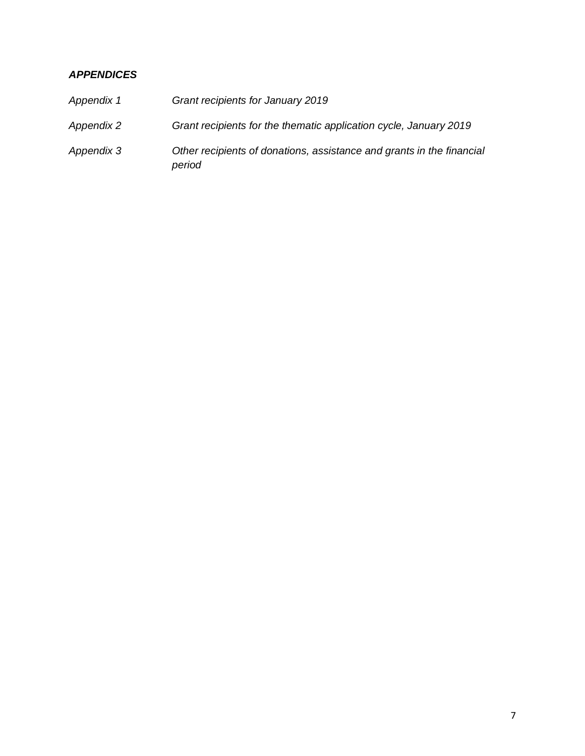***APPENDICES***

*Appendix 1* *Grant recipients for January 2019*

*Appendix 2* *Grant recipients for the thematic application cycle, January 2019*

*Appendix 3* *Other recipients of donations, assistance and grants in the financial period*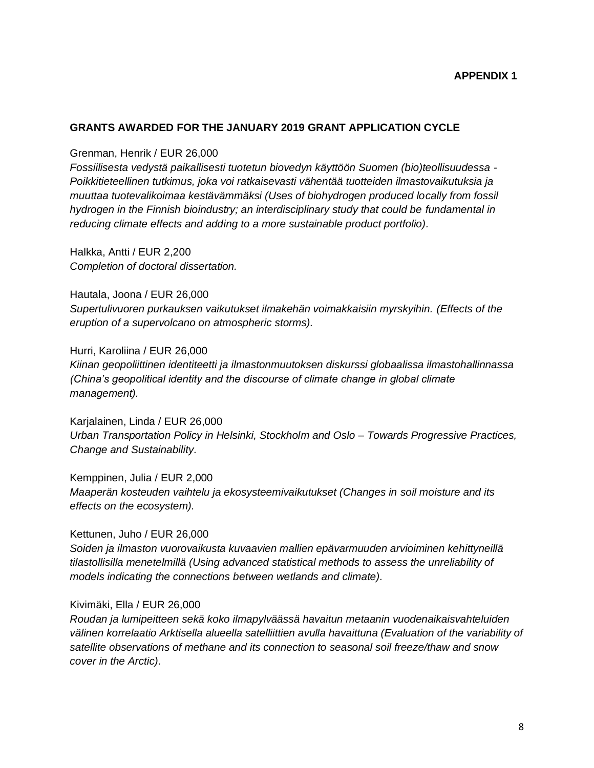**APPENDIX 1**

**GRANTS AWARDED FOR THE JANUARY 2019 GRANT APPLICATION CYCLE**

Grenman, Henrik / EUR 26,000
*Fossiilisesta vedystä paikallisesti tuotetun biovedyn käyttöön Suomen (bio)teollisuudessa - Poikkitieteellinen tutkimus, joka voi ratkaisevasti vähentää tuotteiden ilmastovaikutuksia ja muuttaa tuotevalikoimaa kestävämmäksi (Uses of biohydrogen produced locally from fossil hydrogen in the Finnish bioindustry; an interdisciplinary study that could be fundamental in reducing climate effects and adding to a more sustainable product portfolio).*

Halkka, Antti / EUR 2,200
*Completion of doctoral dissertation.*

Hautala, Joona / EUR 26,000
*Supertulivuoren purkauksen vaikutukset ilmakehän voimakkaisiin myrskyihin. (Effects of the eruption of a supervolcano on atmospheric storms).*

Hurri, Karoliina / EUR 26,000
*Kiinan geopoliittinen identiteetti ja ilmastonmuutoksen diskurssi globaalissa ilmastohallinnassa (China's geopolitical identity and the discourse of climate change in global climate management).*

Karjalainen, Linda / EUR 26,000
*Urban Transportation Policy in Helsinki, Stockholm and Oslo – Towards Progressive Practices, Change and Sustainability.*

Kemppinen, Julia / EUR 2,000
*Maaperän kosteuden vaihtelu ja ekosysteemivaikutukset (Changes in soil moisture and its effects on the ecosystem).*

Kettunen, Juho / EUR 26,000
*Soiden ja ilmaston vuorovaikusta kuvaavien mallien epävarmuuden arvioiminen kehittyneillä tilastollisilla menetelmillä (Using advanced statistical methods to assess the unreliability of models indicating the connections between wetlands and climate).*

Kivimäki, Ella / EUR 26,000
*Roudan ja lumipeitteen sekä koko ilmapylväässä havaitun metaanin vuodenaikaisvahteluiden välinen korrelaatio Arktisella alueella satelliittien avulla havaittuna (Evaluation of the variability of satellite observations of methane and its connection to seasonal soil freeze/thaw and snow cover in the Arctic).*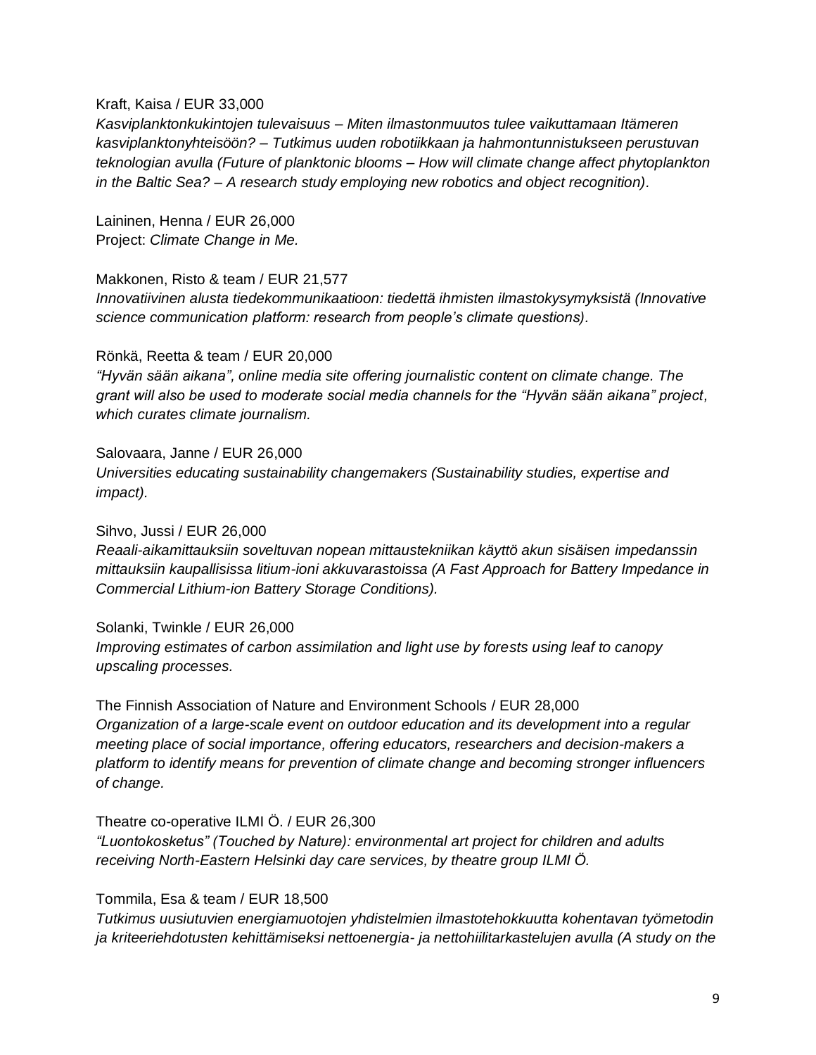Kraft, Kaisa / EUR 33,000
*Kasviplanktonkukintojen tulevaisuus – Miten ilmastonmuutos tulee vaikuttamaan Itämeren kasviplanktonyhteisöön? – Tutkimus uuden robotiikkaan ja hahmontunnistukseen perustuvan teknologian avulla (Future of planktonic blooms – How will climate change affect phytoplankton in the Baltic Sea? – A research study employing new robotics and object recognition).*

Laininen, Henna / EUR 26,000
Project: *Climate Change in Me.*

Makkonen, Risto & team / EUR 21,577
*Innovatiivinen alusta tiedekommunikaatioon: tiedettä ihmisten ilmastokysymyksistä (Innovative science communication platform: research from people's climate questions).*

Rönkä, Reetta & team / EUR 20,000
*"Hyvän sään aikana", online media site offering journalistic content on climate change. The grant will also be used to moderate social media channels for the "Hyvän sään aikana" project, which curates climate journalism.*

Salovaara, Janne / EUR 26,000
*Universities educating sustainability changemakers (Sustainability studies, expertise and impact).*

Sihvo, Jussi / EUR 26,000
*Reaali-aikamittauksiin soveltuvan nopean mittaustekniikan käyttö akun sisäisen impedanssin mittauksiin kaupallisissa litium-ioni akkuvarastoissa (A Fast Approach for Battery Impedance in Commercial Lithium-ion Battery Storage Conditions).*

Solanki, Twinkle / EUR 26,000
*Improving estimates of carbon assimilation and light use by forests using leaf to canopy upscaling processes.*

The Finnish Association of Nature and Environment Schools / EUR 28,000
*Organization of a large-scale event on outdoor education and its development into a regular meeting place of social importance, offering educators, researchers and decision-makers a platform to identify means for prevention of climate change and becoming stronger influencers of change.*

Theatre co-operative ILMI Ö. / EUR 26,300
*"Luontokosketus" (Touched by Nature): environmental art project for children and adults receiving North-Eastern Helsinki day care services, by theatre group ILMI Ö.*

Tommila, Esa & team / EUR 18,500
*Tutkimus uusiutuvien energiamuotojen yhdistelmien ilmastotehokkuutta kohentavan työmetodin ja kriteeriehdotusten kehittämiseksi nettoenergia- ja nettohiilitarkastelujen avulla (A study on the*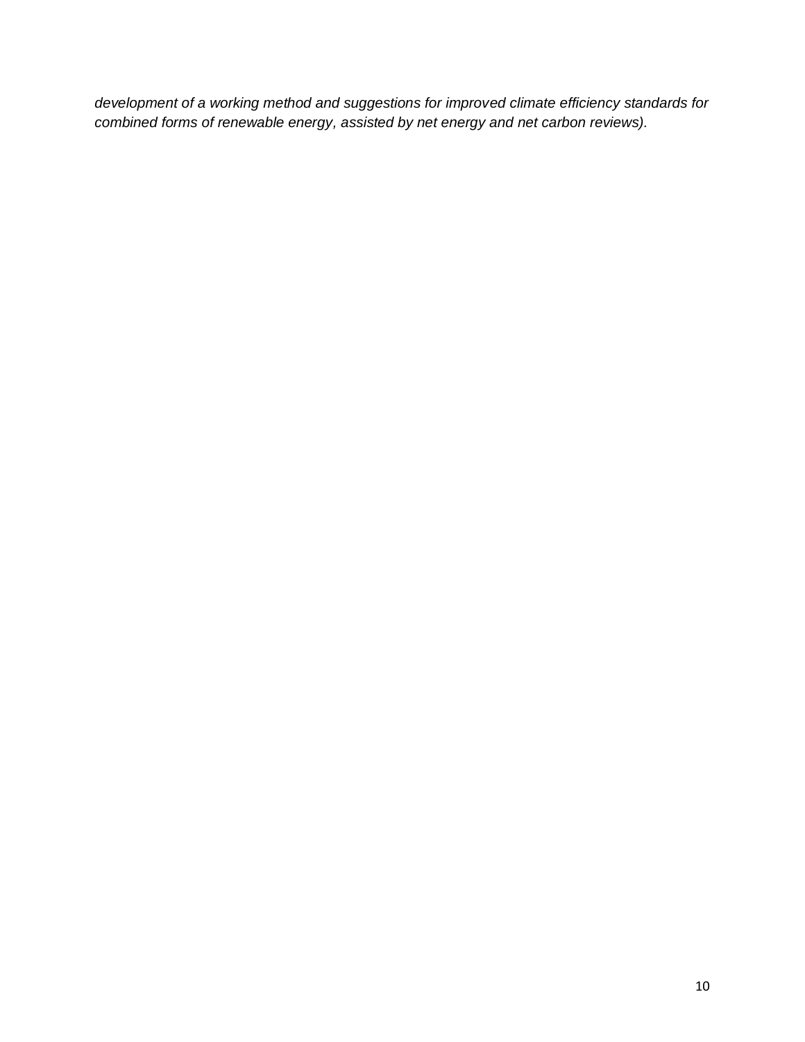*development of a working method and suggestions for improved climate efficiency standards for combined forms of renewable energy, assisted by net energy and net carbon reviews).*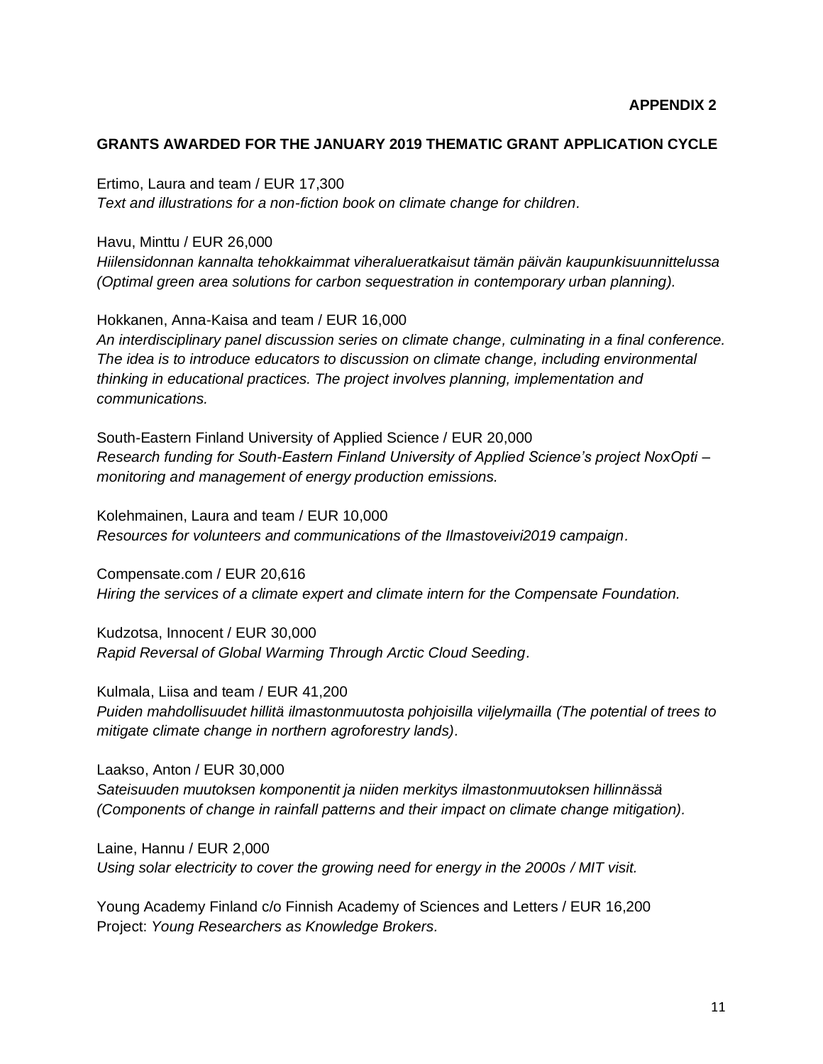**APPENDIX 2**

**GRANTS AWARDED FOR THE JANUARY 2019 THEMATIC GRANT APPLICATION CYCLE**

Ertimo, Laura and team / EUR 17,300
*Text and illustrations for a non-fiction book on climate change for children.*

Havu, Minttu / EUR 26,000
*Hiilensidonnan kannalta tehokkaimmat viheralueratkaisut tämän päivän kaupunkisuunnittelussa (Optimal green area solutions for carbon sequestration in contemporary urban planning).*

Hokkanen, Anna-Kaisa and team / EUR 16,000
*An interdisciplinary panel discussion series on climate change, culminating in a final conference. The idea is to introduce educators to discussion on climate change, including environmental thinking in educational practices. The project involves planning, implementation and communications.*

South-Eastern Finland University of Applied Science / EUR 20,000
*Research funding for South-Eastern Finland University of Applied Science's project NoxOpti – monitoring and management of energy production emissions.*

Kolehmainen, Laura and team / EUR 10,000
*Resources for volunteers and communications of the Ilmastoveivi2019 campaign.*

Compensate.com / EUR 20,616
*Hiring the services of a climate expert and climate intern for the Compensate Foundation.*

Kudzotsa, Innocent / EUR 30,000
*Rapid Reversal of Global Warming Through Arctic Cloud Seeding.*

Kulmala, Liisa and team / EUR 41,200
*Puiden mahdollisuudet hillitä ilmastonmuutosta pohjoisilla viljelymailla (The potential of trees to mitigate climate change in northern agroforestry lands).*

Laakso, Anton / EUR 30,000
*Sateisuuden muutoksen komponentit ja niiden merkitys ilmastonmuutoksen hillinnässä (Components of change in rainfall patterns and their impact on climate change mitigation).*

Laine, Hannu / EUR 2,000
*Using solar electricity to cover the growing need for energy in the 2000s / MIT visit.*

Young Academy Finland c/o Finnish Academy of Sciences and Letters / EUR 16,200
Project: *Young Researchers as Knowledge Brokers.*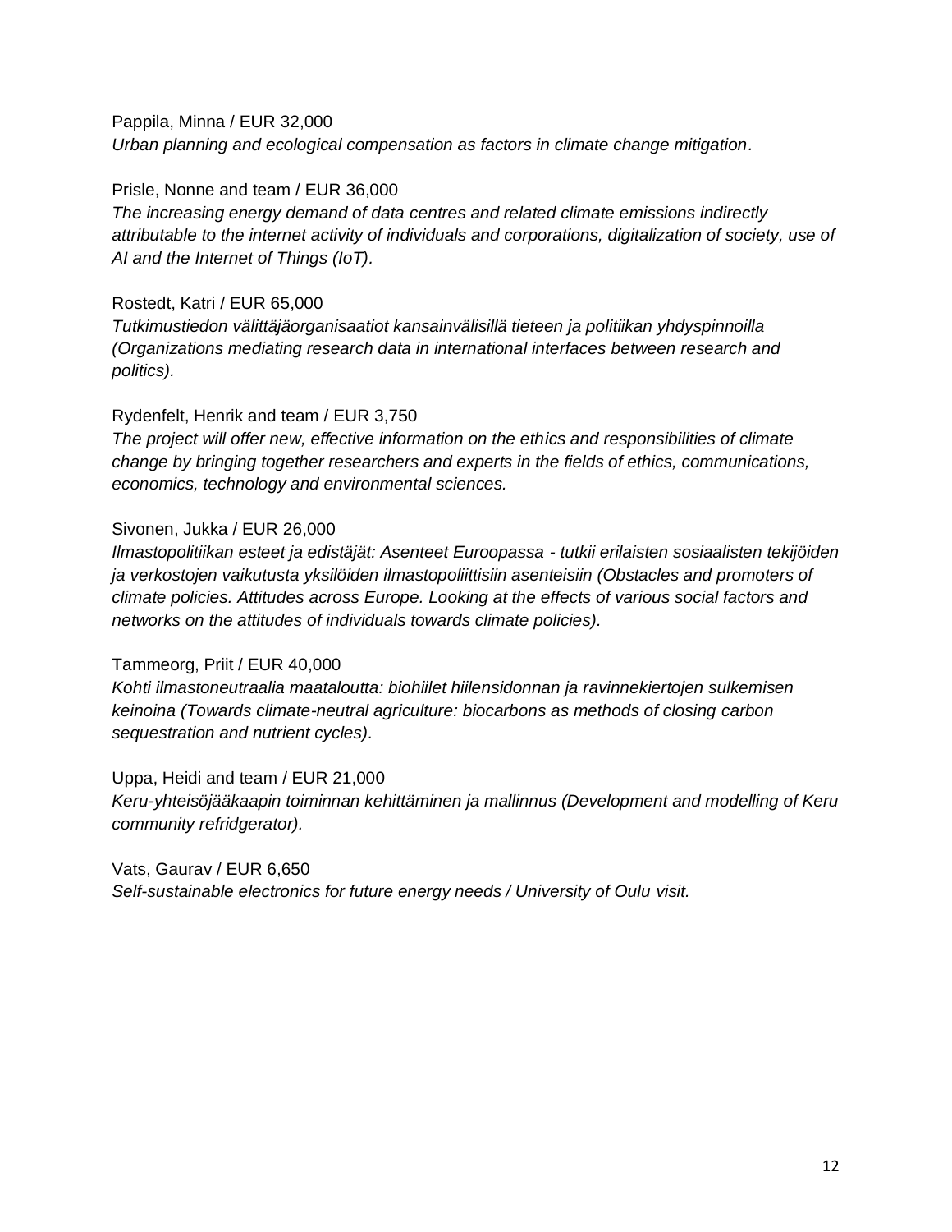Pappila, Minna / EUR 32,000  
*Urban planning and ecological compensation as factors in climate change mitigation.*

Prisle, Nonne and team / EUR 36,000  
*The increasing energy demand of data centres and related climate emissions indirectly attributable to the internet activity of individuals and corporations, digitalization of society, use of AI and the Internet of Things (IoT).*

Rostedt, Katri / EUR 65,000  
*Tutkimustiedon välittäjäorganisaatiot kansainvälisillä tieteen ja politiikan yhdyspinnoilla (Organizations mediating research data in international interfaces between research and politics).*

Rydenfelt, Henrik and team / EUR 3,750  
*The project will offer new, effective information on the ethics and responsibilities of climate change by bringing together researchers and experts in the fields of ethics, communications, economics, technology and environmental sciences.*

Sivonen, Jukka / EUR 26,000  
*Ilmastopolitiikan esteet ja edistäjät: Asenteet Euroopassa - tutkii erilaisten sosiaalisten tekijöiden ja verkostojen vaikutusta yksilöiden ilmastopoliittisiin asenteisiin (Obstacles and promoters of climate policies. Attitudes across Europe. Looking at the effects of various social factors and networks on the attitudes of individuals towards climate policies).*

Tammeorg, Priit / EUR 40,000  
*Kohti ilmastoneutraalia maataloutta: biohiilet hiilensidonnan ja ravinnekiertojen sulkemisen keinoina (Towards climate-neutral agriculture: biocarbons as methods of closing carbon sequestration and nutrient cycles).*

Uppa, Heidi and team / EUR 21,000  
*Keru-yhteisöjääkaapin toiminnan kehittäminen ja mallinnus (Development and modelling of Keru community refridgerator).*

Vats, Gaurav / EUR 6,650  
*Self-sustainable electronics for future energy needs / University of Oulu visit.*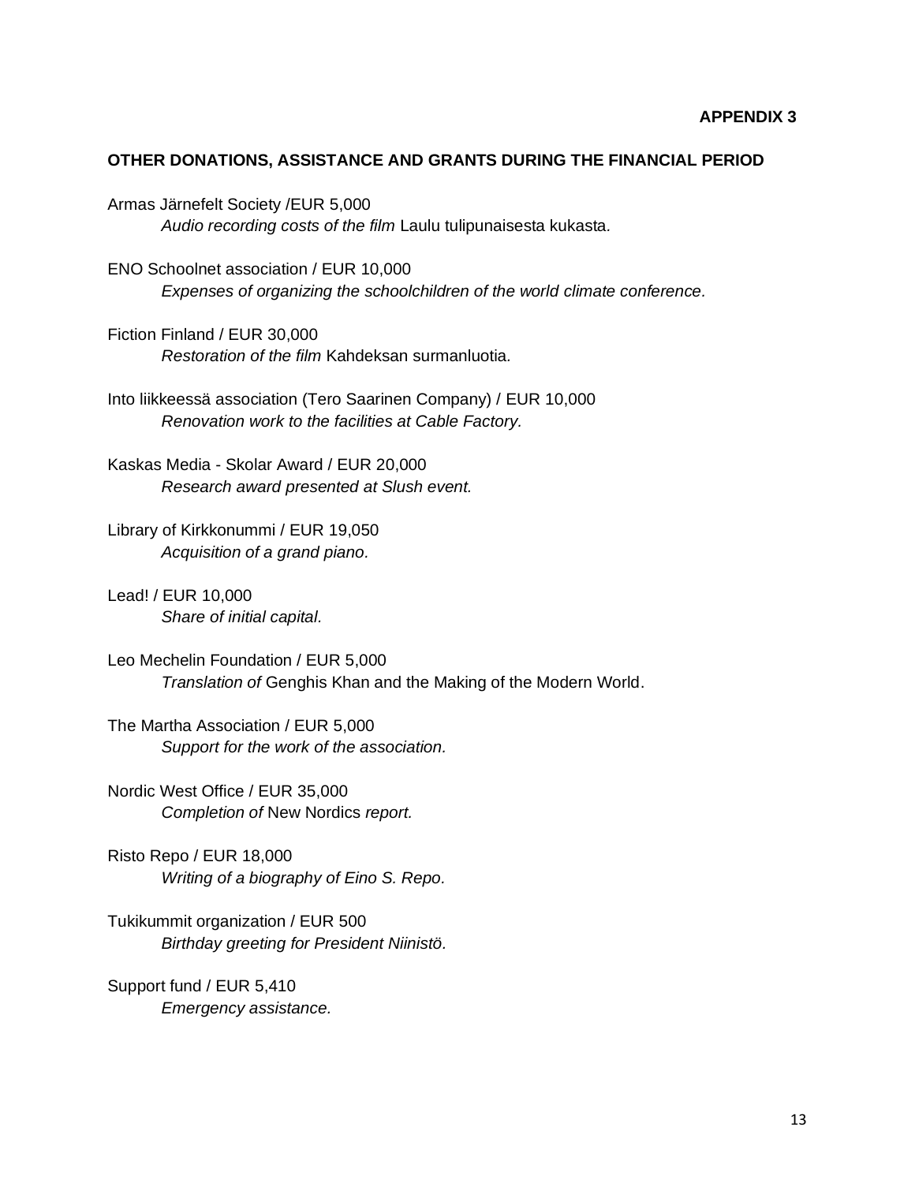**APPENDIX 3**

## OTHER DONATIONS, ASSISTANCE AND GRANTS DURING THE FINANCIAL PERIOD

Armas Järnefelt Society /EUR 5,000
*Audio recording costs of the film* Laulu tulipunaisesta kukasta*.*

ENO Schoolnet association / EUR 10,000
*Expenses of organizing the schoolchildren of the world climate conference.*

Fiction Finland / EUR 30,000
*Restoration of the film* Kahdeksan surmanluotia*.*

Into liikkeessä association (Tero Saarinen Company) / EUR 10,000
*Renovation work to the facilities at Cable Factory.*

Kaskas Media - Skolar Award / EUR 20,000
*Research award presented at Slush event.*

Library of Kirkkonummi / EUR 19,050
*Acquisition of a grand piano.*

Lead! / EUR 10,000
*Share of initial capital.*

Leo Mechelin Foundation / EUR 5,000
*Translation of* Genghis Khan and the Making of the Modern World.

The Martha Association / EUR 5,000
*Support for the work of the association.*

Nordic West Office / EUR 35,000
*Completion of* New Nordics *report.*

Risto Repo / EUR 18,000
*Writing of a biography of Eino S. Repo.*

Tukikummit organization / EUR 500
*Birthday greeting for President Niinistö.*

Support fund / EUR 5,410
*Emergency assistance.*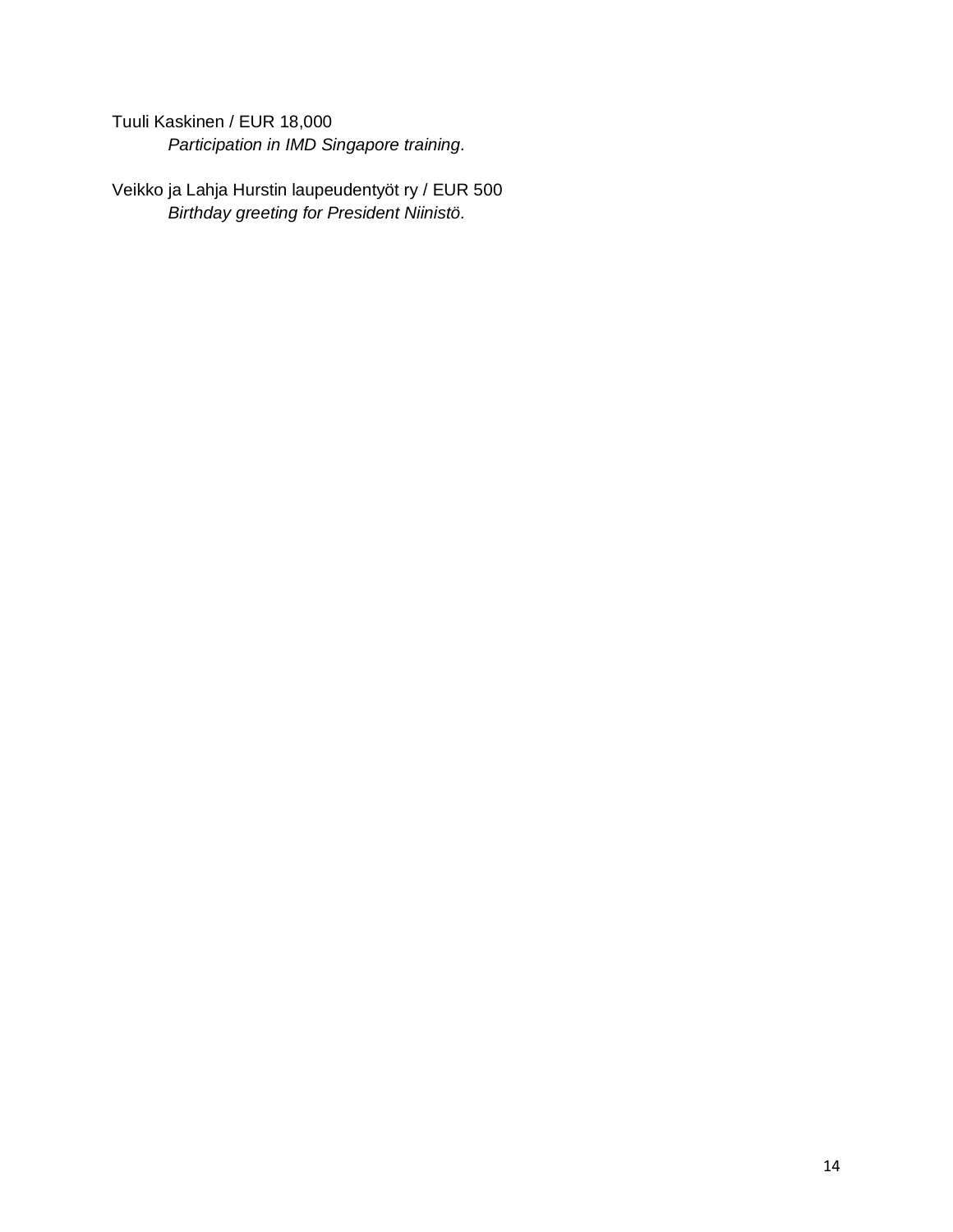Tuuli Kaskinen / EUR 18,000

*Participation in IMD Singapore training.*

Veikko ja Lahja Hurstin laupeudentyöt ry / EUR 500

*Birthday greeting for President Niinistö.*